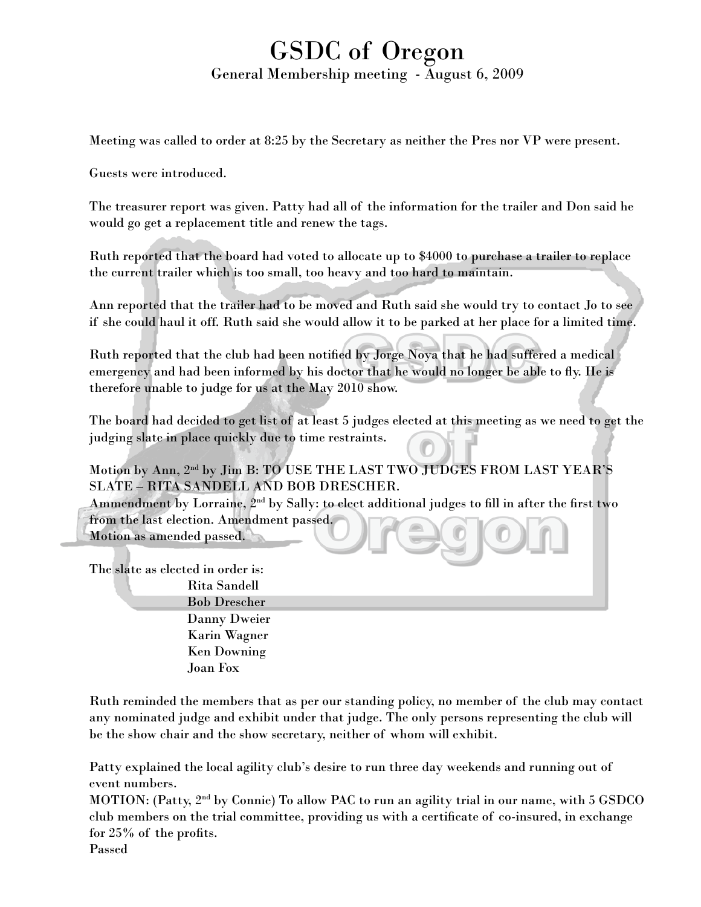# GSDC of Oregon

General Membership meeting - August 6, 2009

Meeting was called to order at 8:25 by the Secretary as neither the Pres nor VP were present.

Guests were introduced.

The treasurer report was given. Patty had all of the information for the trailer and Don said he would go get a replacement title and renew the tags.

Ruth reported that the board had voted to allocate up to $4000 to purchase a trailer to replace the current trailer which is too small, too heavy and too hard to maintain.

Ann reported that the trailer had to be moved and Ruth said she would try to contact Jo to see if she could haul it off. Ruth said she would allow it to be parked at her place for a limited time.

Ruth reported that the club had been notified by Jorge Noya that he had suffered a medical emergency and had been informed by his doctor that he would no longer be able to fly. He is therefore unable to judge for us at the May 2010 show.

The board had decided to get list of at least 5 judges elected at this meeting as we need to get the judging slate in place quickly due to time restraints.

Motion by Ann, 2nd by Jim B: TO USE THE LAST TWO JUDGES FROM LAST YEAR'S SLATE – RITA SANDELL AND BOB DRESCHER.
Ammendment by Lorraine, 2nd by Sally: to elect additional judges to fill in after the first two from the last election. Amendment passed.
Motion as amended passed.

The slate as elected in order is:

- Rita Sandell
- Bob Drescher
- Danny Dweier
- Karin Wagner
- Ken Downing
- Joan Fox

Ruth reminded the members that as per our standing policy, no member of the club may contact any nominated judge and exhibit under that judge. The only persons representing the club will be the show chair and the show secretary, neither of whom will exhibit.

Patty explained the local agility club's desire to run three day weekends and running out of event numbers.
MOTION: (Patty, 2nd by Connie) To allow PAC to run an agility trial in our name, with 5 GSDCO club members on the trial committee, providing us with a certificate of co-insured, in exchange for 25% of the profits.
Passed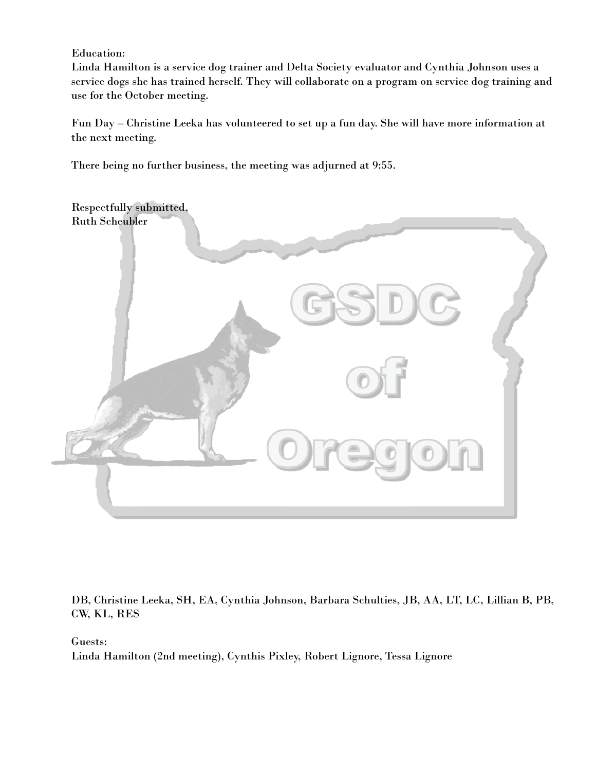Education:
Linda Hamilton is a service dog trainer and Delta Society evaluator and Cynthia Johnson uses a service dogs she has trained herself. They will collaborate on a program on service dog training and use for the October meeting.

Fun Day – Christine Leeka has volunteered to set up a fun day. She will have more information at the next meeting.

There being no further business, the meeting was adjurned at 9:55.

Respectfully submitted,
Ruth Scheubler

DB, Christine Leeka, SH, EA, Cynthia Johnson, Barbara Schulties, JB, AA, LT, LC, Lillian B, PB, CW, KL, RES

Guests:
Linda Hamilton (2nd meeting), Cynthis Pixley, Robert Lignore, Tessa Lignore